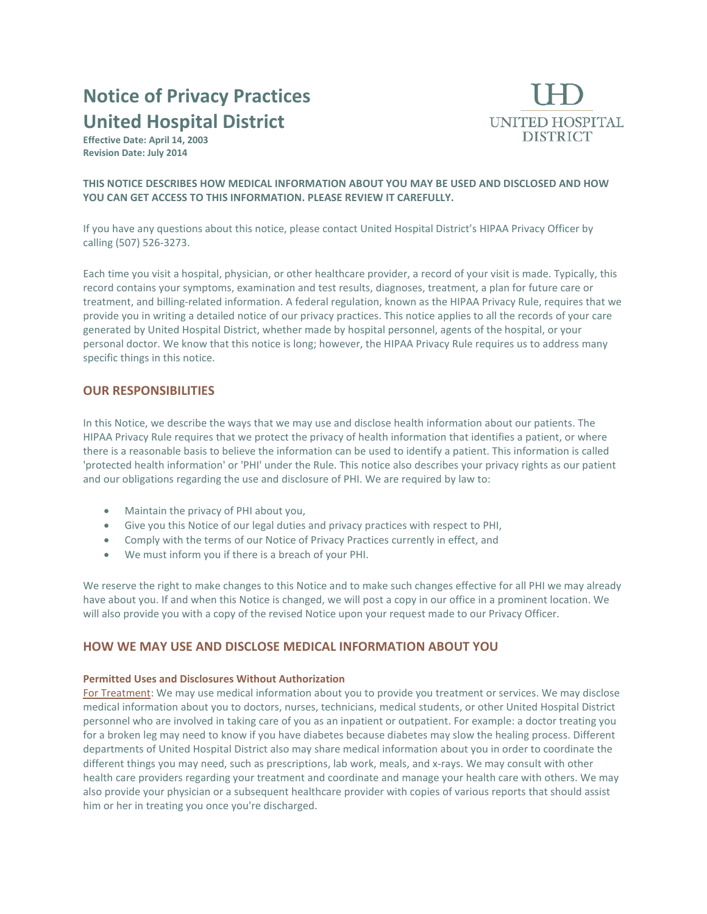# Notice of Privacy Practices
# United Hospital District

**Effective Date: April 14, 2003**
**Revision Date: July 2014**

UHD
UNITED HOSPITAL DISTRICT

**THIS NOTICE DESCRIBES HOW MEDICAL INFORMATION ABOUT YOU MAY BE USED AND DISCLOSED AND HOW YOU CAN GET ACCESS TO THIS INFORMATION. PLEASE REVIEW IT CAREFULLY.**

If you have any questions about this notice, please contact United Hospital District's HIPAA Privacy Officer by calling (507) 526-3273.

Each time you visit a hospital, physician, or other healthcare provider, a record of your visit is made. Typically, this record contains your symptoms, examination and test results, diagnoses, treatment, a plan for future care or treatment, and billing-related information. A federal regulation, known as the HIPAA Privacy Rule, requires that we provide you in writing a detailed notice of our privacy practices. This notice applies to all the records of your care generated by United Hospital District, whether made by hospital personnel, agents of the hospital, or your personal doctor. We know that this notice is long; however, the HIPAA Privacy Rule requires us to address many specific things in this notice.

## OUR RESPONSIBILITIES

In this Notice, we describe the ways that we may use and disclose health information about our patients. The HIPAA Privacy Rule requires that we protect the privacy of health information that identifies a patient, or where there is a reasonable basis to believe the information can be used to identify a patient. This information is called 'protected health information' or 'PHI' under the Rule. This notice also describes your privacy rights as our patient and our obligations regarding the use and disclosure of PHI. We are required by law to:

- Maintain the privacy of PHI about you,
- Give you this Notice of our legal duties and privacy practices with respect to PHI,
- Comply with the terms of our Notice of Privacy Practices currently in effect, and
- We must inform you if there is a breach of your PHI.

We reserve the right to make changes to this Notice and to make such changes effective for all PHI we may already have about you. If and when this Notice is changed, we will post a copy in our office in a prominent location. We will also provide you with a copy of the revised Notice upon your request made to our Privacy Officer.

## HOW WE MAY USE AND DISCLOSE MEDICAL INFORMATION ABOUT YOU

### Permitted Uses and Disclosures Without Authorization

For Treatment: We may use medical information about you to provide you treatment or services. We may disclose medical information about you to doctors, nurses, technicians, medical students, or other United Hospital District personnel who are involved in taking care of you as an inpatient or outpatient. For example: a doctor treating you for a broken leg may need to know if you have diabetes because diabetes may slow the healing process. Different departments of United Hospital District also may share medical information about you in order to coordinate the different things you may need, such as prescriptions, lab work, meals, and x-rays. We may consult with other health care providers regarding your treatment and coordinate and manage your health care with others. We may also provide your physician or a subsequent healthcare provider with copies of various reports that should assist him or her in treating you once you're discharged.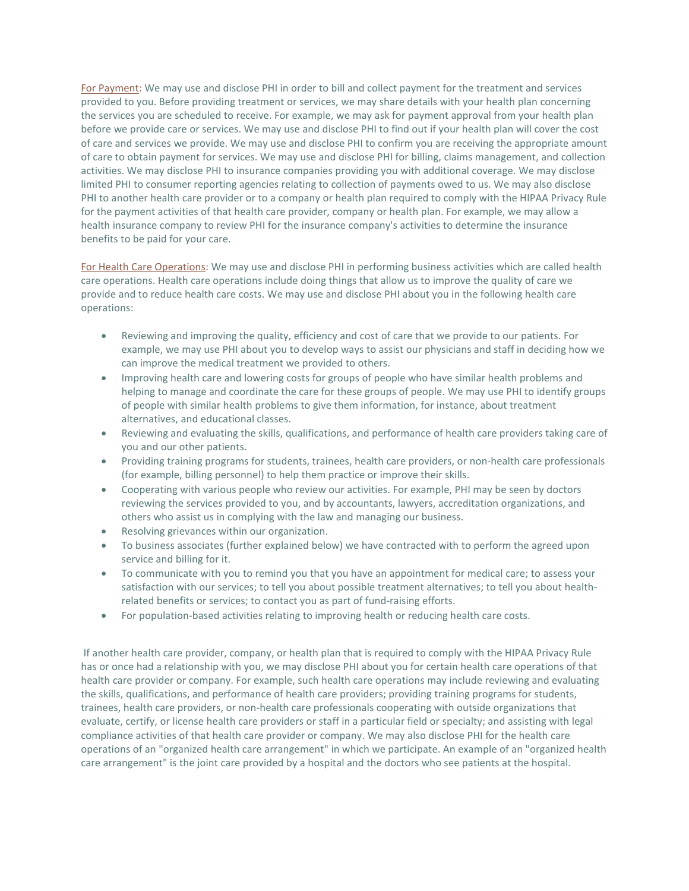For Payment: We may use and disclose PHI in order to bill and collect payment for the treatment and services provided to you. Before providing treatment or services, we may share details with your health plan concerning the services you are scheduled to receive. For example, we may ask for payment approval from your health plan before we provide care or services. We may use and disclose PHI to find out if your health plan will cover the cost of care and services we provide. We may use and disclose PHI to confirm you are receiving the appropriate amount of care to obtain payment for services. We may use and disclose PHI for billing, claims management, and collection activities. We may disclose PHI to insurance companies providing you with additional coverage. We may disclose limited PHI to consumer reporting agencies relating to collection of payments owed to us. We may also disclose PHI to another health care provider or to a company or health plan required to comply with the HIPAA Privacy Rule for the payment activities of that health care provider, company or health plan. For example, we may allow a health insurance company to review PHI for the insurance company's activities to determine the insurance benefits to be paid for your care.

For Health Care Operations: We may use and disclose PHI in performing business activities which are called health care operations. Health care operations include doing things that allow us to improve the quality of care we provide and to reduce health care costs. We may use and disclose PHI about you in the following health care operations:

- Reviewing and improving the quality, efficiency and cost of care that we provide to our patients. For example, we may use PHI about you to develop ways to assist our physicians and staff in deciding how we can improve the medical treatment we provided to others.
- Improving health care and lowering costs for groups of people who have similar health problems and helping to manage and coordinate the care for these groups of people. We may use PHI to identify groups of people with similar health problems to give them information, for instance, about treatment alternatives, and educational classes.
- Reviewing and evaluating the skills, qualifications, and performance of health care providers taking care of you and our other patients.
- Providing training programs for students, trainees, health care providers, or non-health care professionals (for example, billing personnel) to help them practice or improve their skills.
- Cooperating with various people who review our activities. For example, PHI may be seen by doctors reviewing the services provided to you, and by accountants, lawyers, accreditation organizations, and others who assist us in complying with the law and managing our business.
- Resolving grievances within our organization.
- To business associates (further explained below) we have contracted with to perform the agreed upon service and billing for it.
- To communicate with you to remind you that you have an appointment for medical care; to assess your satisfaction with our services; to tell you about possible treatment alternatives; to tell you about health-related benefits or services; to contact you as part of fund-raising efforts.
- For population-based activities relating to improving health or reducing health care costs.

If another health care provider, company, or health plan that is required to comply with the HIPAA Privacy Rule has or once had a relationship with you, we may disclose PHI about you for certain health care operations of that health care provider or company. For example, such health care operations may include reviewing and evaluating the skills, qualifications, and performance of health care providers; providing training programs for students, trainees, health care providers, or non-health care professionals cooperating with outside organizations that evaluate, certify, or license health care providers or staff in a particular field or specialty; and assisting with legal compliance activities of that health care provider or company. We may also disclose PHI for the health care operations of an "organized health care arrangement" in which we participate. An example of an "organized health care arrangement" is the joint care provided by a hospital and the doctors who see patients at the hospital.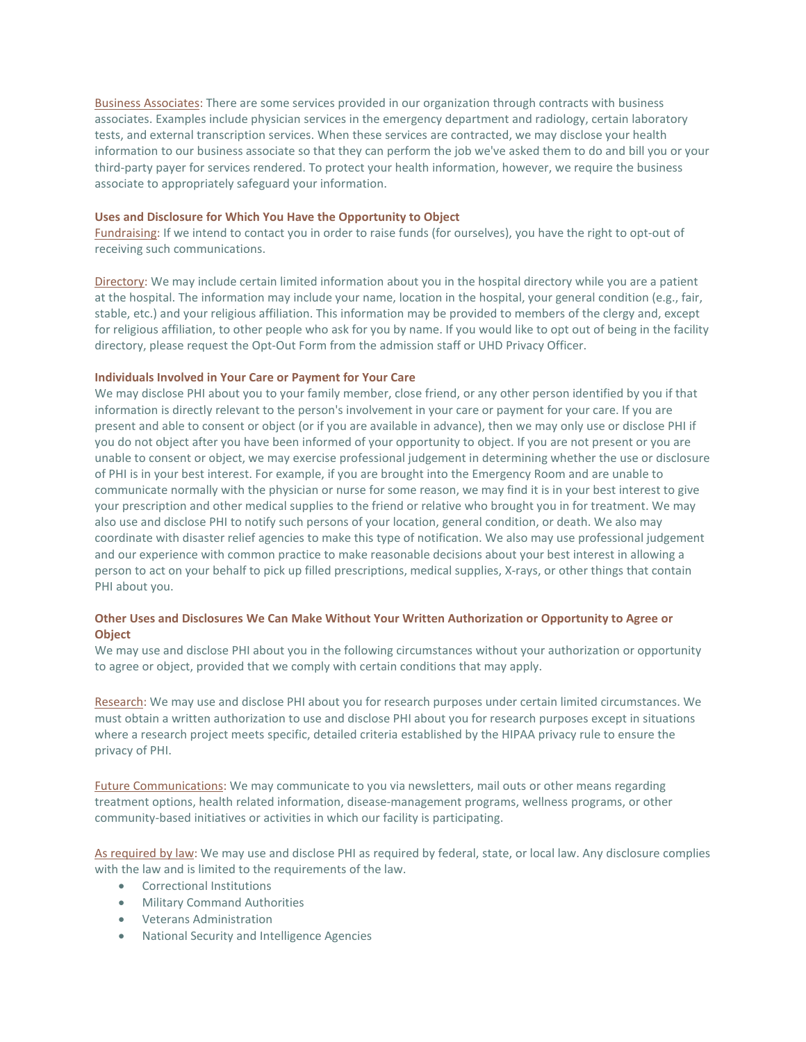Business Associates: There are some services provided in our organization through contracts with business associates. Examples include physician services in the emergency department and radiology, certain laboratory tests, and external transcription services. When these services are contracted, we may disclose your health information to our business associate so that they can perform the job we've asked them to do and bill you or your third-party payer for services rendered. To protect your health information, however, we require the business associate to appropriately safeguard your information.

**Uses and Disclosure for Which You Have the Opportunity to Object**

Fundraising: If we intend to contact you in order to raise funds (for ourselves), you have the right to opt-out of receiving such communications.

Directory: We may include certain limited information about you in the hospital directory while you are a patient at the hospital. The information may include your name, location in the hospital, your general condition (e.g., fair, stable, etc.) and your religious affiliation. This information may be provided to members of the clergy and, except for religious affiliation, to other people who ask for you by name. If you would like to opt out of being in the facility directory, please request the Opt-Out Form from the admission staff or UHD Privacy Officer.

**Individuals Involved in Your Care or Payment for Your Care**

We may disclose PHI about you to your family member, close friend, or any other person identified by you if that information is directly relevant to the person's involvement in your care or payment for your care. If you are present and able to consent or object (or if you are available in advance), then we may only use or disclose PHI if you do not object after you have been informed of your opportunity to object. If you are not present or you are unable to consent or object, we may exercise professional judgement in determining whether the use or disclosure of PHI is in your best interest. For example, if you are brought into the Emergency Room and are unable to communicate normally with the physician or nurse for some reason, we may find it is in your best interest to give your prescription and other medical supplies to the friend or relative who brought you in for treatment. We may also use and disclose PHI to notify such persons of your location, general condition, or death. We also may coordinate with disaster relief agencies to make this type of notification. We also may use professional judgement and our experience with common practice to make reasonable decisions about your best interest in allowing a person to act on your behalf to pick up filled prescriptions, medical supplies, X-rays, or other things that contain PHI about you.

**Other Uses and Disclosures We Can Make Without Your Written Authorization or Opportunity to Agree or Object**

We may use and disclose PHI about you in the following circumstances without your authorization or opportunity to agree or object, provided that we comply with certain conditions that may apply.

Research: We may use and disclose PHI about you for research purposes under certain limited circumstances. We must obtain a written authorization to use and disclose PHI about you for research purposes except in situations where a research project meets specific, detailed criteria established by the HIPAA privacy rule to ensure the privacy of PHI.

Future Communications: We may communicate to you via newsletters, mail outs or other means regarding treatment options, health related information, disease-management programs, wellness programs, or other community-based initiatives or activities in which our facility is participating.

As required by law: We may use and disclose PHI as required by federal, state, or local law. Any disclosure complies with the law and is limited to the requirements of the law.

- Correctional Institutions
- Military Command Authorities
- Veterans Administration
- National Security and Intelligence Agencies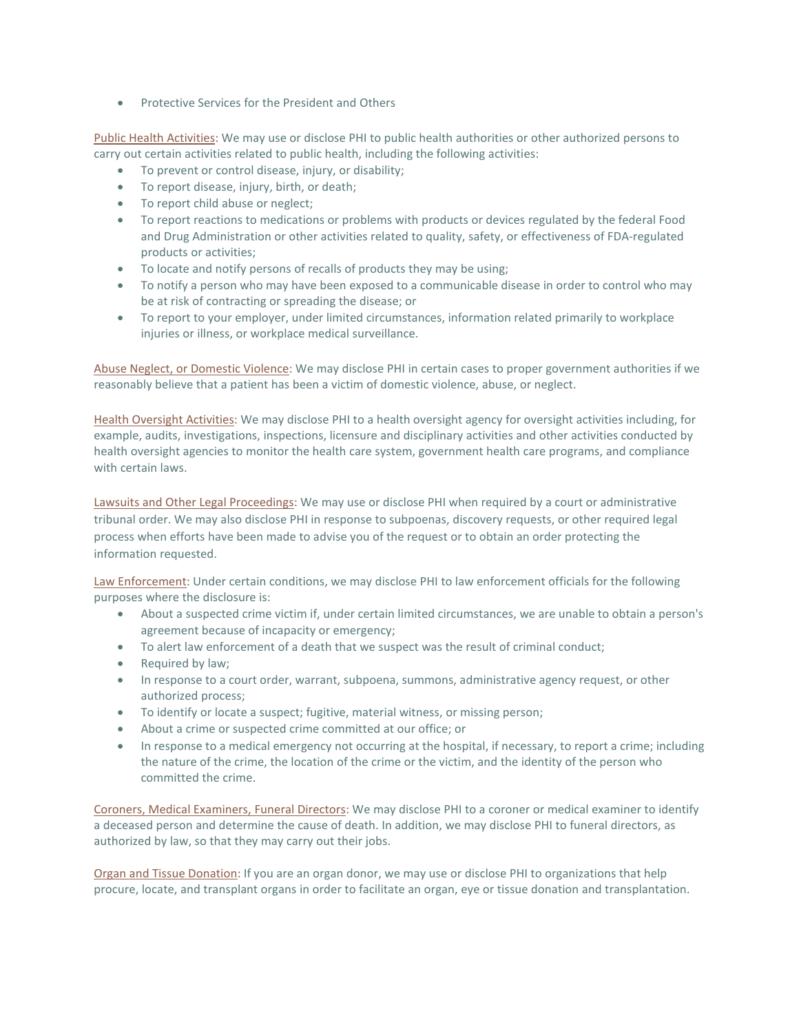- Protective Services for the President and Others

Public Health Activities: We may use or disclose PHI to public health authorities or other authorized persons to carry out certain activities related to public health, including the following activities:

- To prevent or control disease, injury, or disability;
- To report disease, injury, birth, or death;
- To report child abuse or neglect;
- To report reactions to medications or problems with products or devices regulated by the federal Food and Drug Administration or other activities related to quality, safety, or effectiveness of FDA-regulated products or activities;
- To locate and notify persons of recalls of products they may be using;
- To notify a person who may have been exposed to a communicable disease in order to control who may be at risk of contracting or spreading the disease; or
- To report to your employer, under limited circumstances, information related primarily to workplace injuries or illness, or workplace medical surveillance.

Abuse Neglect, or Domestic Violence: We may disclose PHI in certain cases to proper government authorities if we reasonably believe that a patient has been a victim of domestic violence, abuse, or neglect.

Health Oversight Activities: We may disclose PHI to a health oversight agency for oversight activities including, for example, audits, investigations, inspections, licensure and disciplinary activities and other activities conducted by health oversight agencies to monitor the health care system, government health care programs, and compliance with certain laws.

Lawsuits and Other Legal Proceedings: We may use or disclose PHI when required by a court or administrative tribunal order. We may also disclose PHI in response to subpoenas, discovery requests, or other required legal process when efforts have been made to advise you of the request or to obtain an order protecting the information requested.

Law Enforcement: Under certain conditions, we may disclose PHI to law enforcement officials for the following purposes where the disclosure is:

- About a suspected crime victim if, under certain limited circumstances, we are unable to obtain a person's agreement because of incapacity or emergency;
- To alert law enforcement of a death that we suspect was the result of criminal conduct;
- Required by law;
- In response to a court order, warrant, subpoena, summons, administrative agency request, or other authorized process;
- To identify or locate a suspect; fugitive, material witness, or missing person;
- About a crime or suspected crime committed at our office; or
- In response to a medical emergency not occurring at the hospital, if necessary, to report a crime; including the nature of the crime, the location of the crime or the victim, and the identity of the person who committed the crime.

Coroners, Medical Examiners, Funeral Directors: We may disclose PHI to a coroner or medical examiner to identify a deceased person and determine the cause of death. In addition, we may disclose PHI to funeral directors, as authorized by law, so that they may carry out their jobs.

Organ and Tissue Donation: If you are an organ donor, we may use or disclose PHI to organizations that help procure, locate, and transplant organs in order to facilitate an organ, eye or tissue donation and transplantation.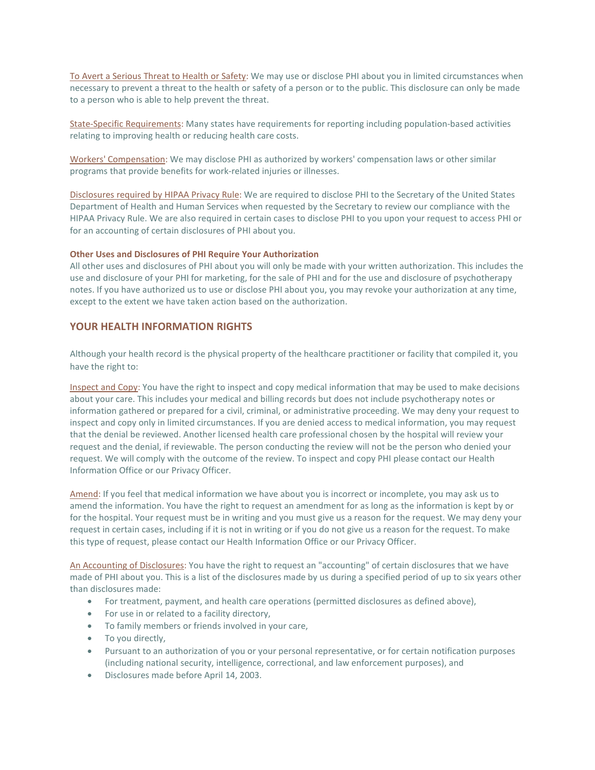To Avert a Serious Threat to Health or Safety: We may use or disclose PHI about you in limited circumstances when necessary to prevent a threat to the health or safety of a person or to the public. This disclosure can only be made to a person who is able to help prevent the threat.

State-Specific Requirements: Many states have requirements for reporting including population-based activities relating to improving health or reducing health care costs.

Workers' Compensation: We may disclose PHI as authorized by workers' compensation laws or other similar programs that provide benefits for work-related injuries or illnesses.

Disclosures required by HIPAA Privacy Rule: We are required to disclose PHI to the Secretary of the United States Department of Health and Human Services when requested by the Secretary to review our compliance with the HIPAA Privacy Rule. We are also required in certain cases to disclose PHI to you upon your request to access PHI or for an accounting of certain disclosures of PHI about you.

**Other Uses and Disclosures of PHI Require Your Authorization**

All other uses and disclosures of PHI about you will only be made with your written authorization. This includes the use and disclosure of your PHI for marketing, for the sale of PHI and for the use and disclosure of psychotherapy notes. If you have authorized us to use or disclose PHI about you, you may revoke your authorization at any time, except to the extent we have taken action based on the authorization.

## YOUR HEALTH INFORMATION RIGHTS

Although your health record is the physical property of the healthcare practitioner or facility that compiled it, you have the right to:

Inspect and Copy: You have the right to inspect and copy medical information that may be used to make decisions about your care. This includes your medical and billing records but does not include psychotherapy notes or information gathered or prepared for a civil, criminal, or administrative proceeding. We may deny your request to inspect and copy only in limited circumstances. If you are denied access to medical information, you may request that the denial be reviewed. Another licensed health care professional chosen by the hospital will review your request and the denial, if reviewable. The person conducting the review will not be the person who denied your request. We will comply with the outcome of the review. To inspect and copy PHI please contact our Health Information Office or our Privacy Officer.

Amend: If you feel that medical information we have about you is incorrect or incomplete, you may ask us to amend the information. You have the right to request an amendment for as long as the information is kept by or for the hospital. Your request must be in writing and you must give us a reason for the request. We may deny your request in certain cases, including if it is not in writing or if you do not give us a reason for the request. To make this type of request, please contact our Health Information Office or our Privacy Officer.

An Accounting of Disclosures: You have the right to request an "accounting" of certain disclosures that we have made of PHI about you. This is a list of the disclosures made by us during a specified period of up to six years other than disclosures made:

- For treatment, payment, and health care operations (permitted disclosures as defined above),
- For use in or related to a facility directory,
- To family members or friends involved in your care,
- To you directly,
- Pursuant to an authorization of you or your personal representative, or for certain notification purposes (including national security, intelligence, correctional, and law enforcement purposes), and
- Disclosures made before April 14, 2003.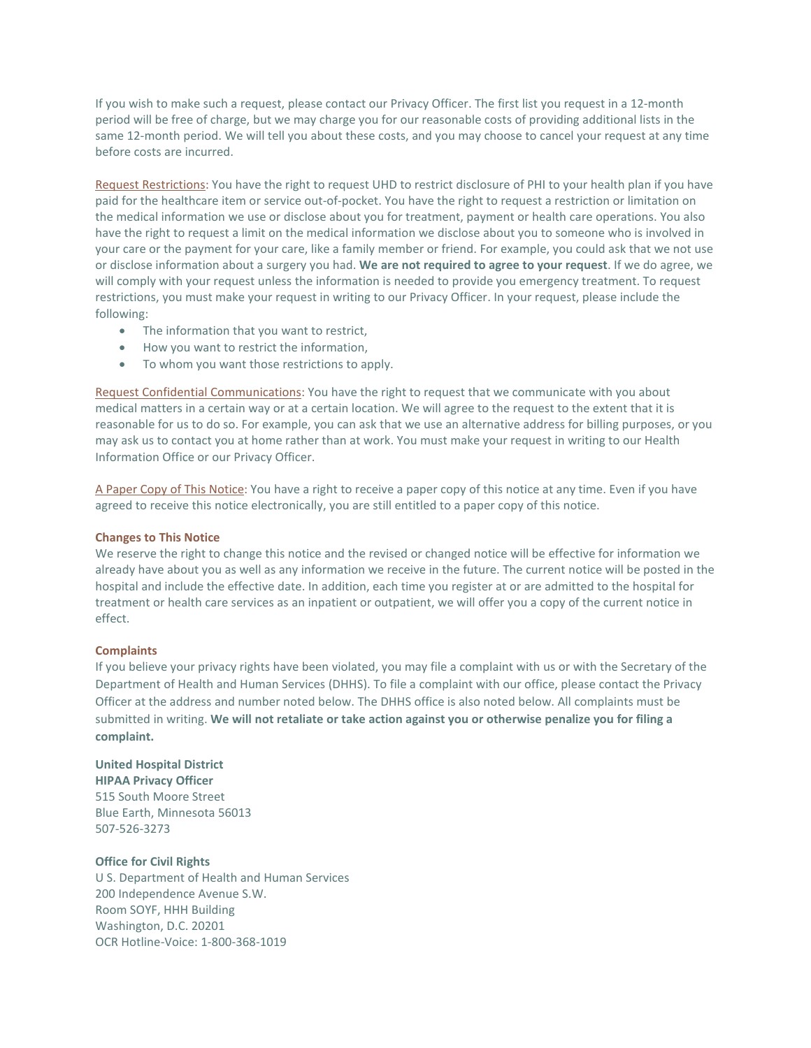If you wish to make such a request, please contact our Privacy Officer. The first list you request in a 12-month period will be free of charge, but we may charge you for our reasonable costs of providing additional lists in the same 12-month period. We will tell you about these costs, and you may choose to cancel your request at any time before costs are incurred.

Request Restrictions: You have the right to request UHD to restrict disclosure of PHI to your health plan if you have paid for the healthcare item or service out-of-pocket. You have the right to request a restriction or limitation on the medical information we use or disclose about you for treatment, payment or health care operations. You also have the right to request a limit on the medical information we disclose about you to someone who is involved in your care or the payment for your care, like a family member or friend. For example, you could ask that we not use or disclose information about a surgery you had. **We are not required to agree to your request**. If we do agree, we will comply with your request unless the information is needed to provide you emergency treatment. To request restrictions, you must make your request in writing to our Privacy Officer. In your request, please include the following:

- The information that you want to restrict,
- How you want to restrict the information,
- To whom you want those restrictions to apply.

Request Confidential Communications: You have the right to request that we communicate with you about medical matters in a certain way or at a certain location. We will agree to the request to the extent that it is reasonable for us to do so. For example, you can ask that we use an alternative address for billing purposes, or you may ask us to contact you at home rather than at work. You must make your request in writing to our Health Information Office or our Privacy Officer.

A Paper Copy of This Notice: You have a right to receive a paper copy of this notice at any time. Even if you have agreed to receive this notice electronically, you are still entitled to a paper copy of this notice.

**Changes to This Notice**

We reserve the right to change this notice and the revised or changed notice will be effective for information we already have about you as well as any information we receive in the future. The current notice will be posted in the hospital and include the effective date. In addition, each time you register at or are admitted to the hospital for treatment or health care services as an inpatient or outpatient, we will offer you a copy of the current notice in effect.

**Complaints**

If you believe your privacy rights have been violated, you may file a complaint with us or with the Secretary of the Department of Health and Human Services (DHHS). To file a complaint with our office, please contact the Privacy Officer at the address and number noted below. The DHHS office is also noted below. All complaints must be submitted in writing. **We will not retaliate or take action against you or otherwise penalize you for filing a complaint.**

**United Hospital District**
**HIPAA Privacy Officer**
515 South Moore Street
Blue Earth, Minnesota 56013
507-526-3273

**Office for Civil Rights**
U S. Department of Health and Human Services
200 Independence Avenue S.W.
Room SOYF, HHH Building
Washington, D.C. 20201
OCR Hotline-Voice: 1-800-368-1019